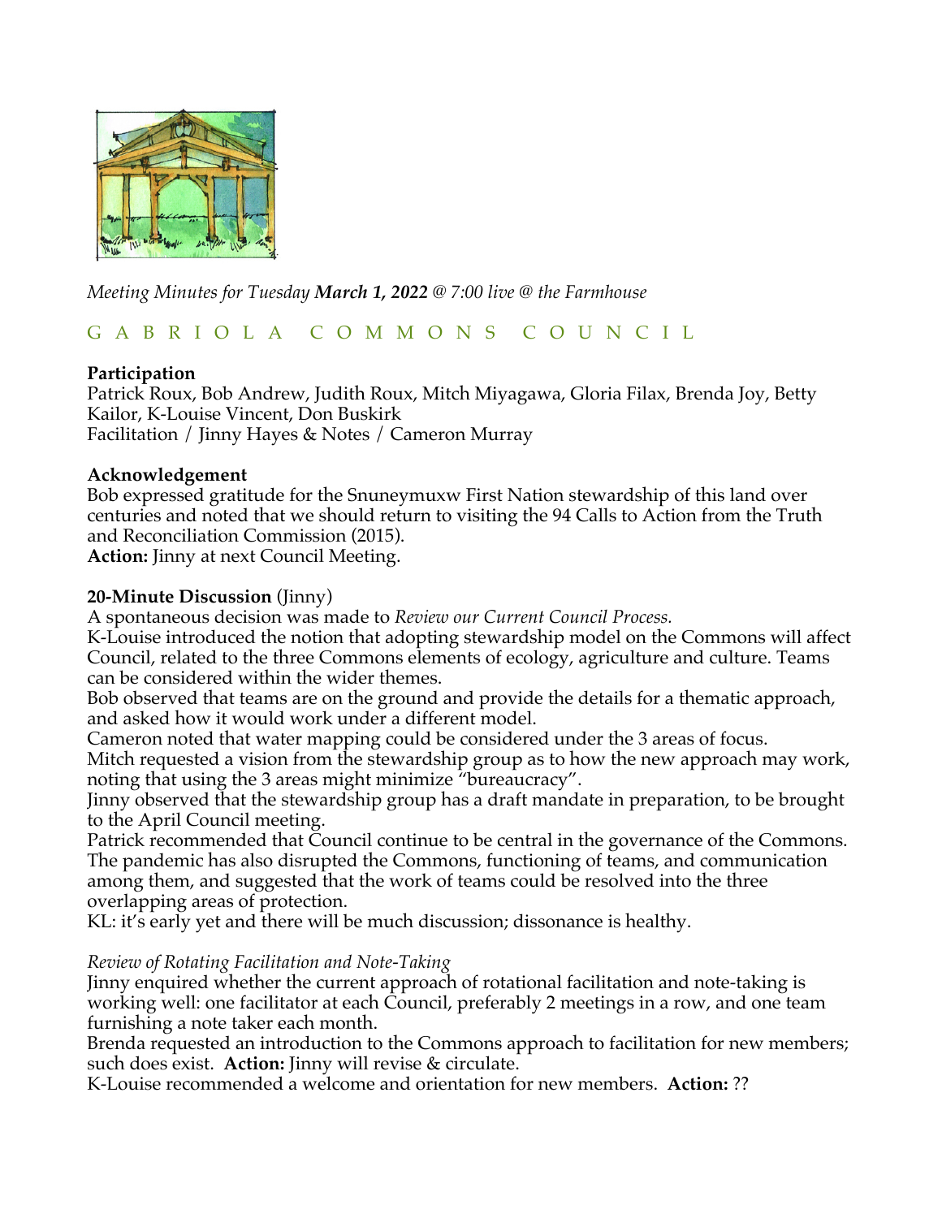*Meeting Minutes for Tuesday **March 1, 2022** @ 7:00 live @ the Farmhouse*

G A B R I O L A   C O M M O N S   C O U N C I L

**Participation**
Patrick Roux, Bob Andrew, Judith Roux, Mitch Miyagawa, Gloria Filax, Brenda Joy, Betty Kailor, K-Louise Vincent, Don Buskirk
Facilitation / Jinny Hayes & Notes / Cameron Murray

**Acknowledgement**
Bob expressed gratitude for the Snuneymuxw First Nation stewardship of this land over centuries and noted that we should return to visiting the 94 Calls to Action from the Truth and Reconciliation Commission (2015).
**Action:** Jinny at next Council Meeting.

**20-Minute Discussion** (Jinny)
A spontaneous decision was made to *Review our Current Council Process.*
K-Louise introduced the notion that adopting stewardship model on the Commons will affect Council, related to the three Commons elements of ecology, agriculture and culture. Teams can be considered within the wider themes.
Bob observed that teams are on the ground and provide the details for a thematic approach, and asked how it would work under a different model.
Cameron noted that water mapping could be considered under the 3 areas of focus.
Mitch requested a vision from the stewardship group as to how the new approach may work, noting that using the 3 areas might minimize "bureaucracy".
Jinny observed that the stewardship group has a draft mandate in preparation, to be brought to the April Council meeting.
Patrick recommended that Council continue to be central in the governance of the Commons. The pandemic has also disrupted the Commons, functioning of teams, and communication among them, and suggested that the work of teams could be resolved into the three overlapping areas of protection.
KL: it's early yet and there will be much discussion; dissonance is healthy.

*Review of Rotating Facilitation and Note-Taking*
Jinny enquired whether the current approach of rotational facilitation and note-taking is working well: one facilitator at each Council, preferably 2 meetings in a row, and one team furnishing a note taker each month.
Brenda requested an introduction to the Commons approach to facilitation for new members; such does exist. **Action:** Jinny will revise & circulate.
K-Louise recommended a welcome and orientation for new members. **Action:** ??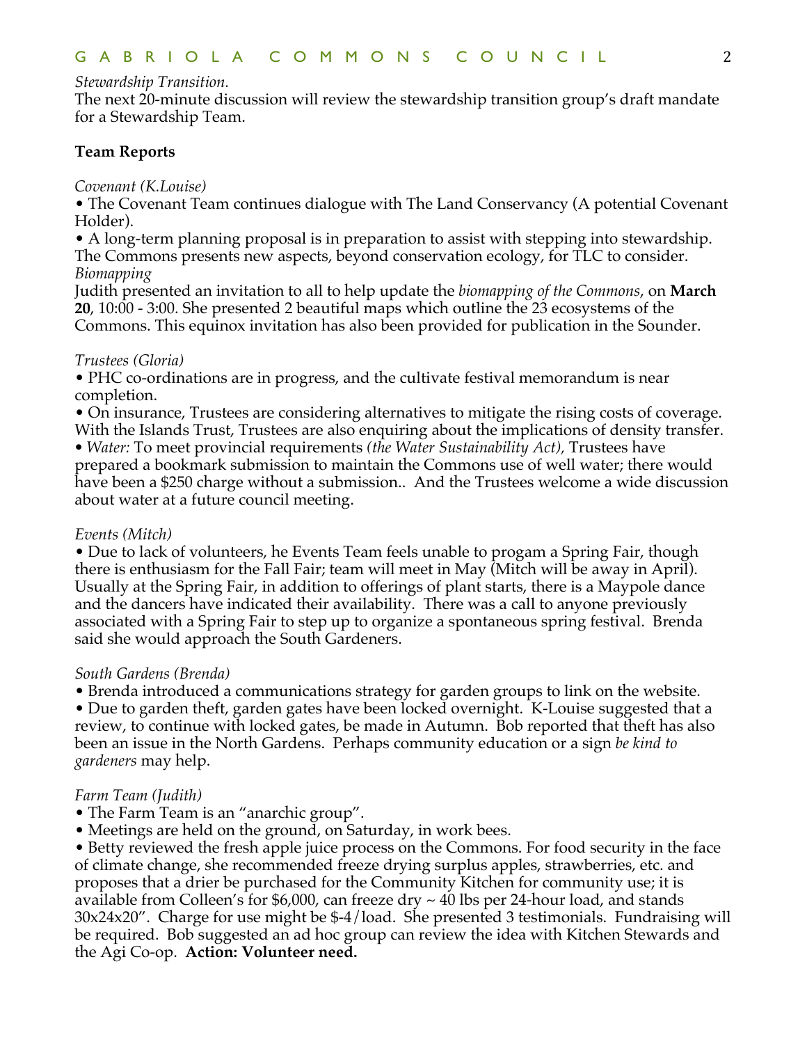*Stewardship Transition.*
The next 20-minute discussion will review the stewardship transition group's draft mandate for a Stewardship Team.

**Team Reports**

*Covenant (K.Louise)*
• The Covenant Team continues dialogue with The Land Conservancy (A potential Covenant Holder).
• A long-term planning proposal is in preparation to assist with stepping into stewardship. The Commons presents new aspects, beyond conservation ecology, for TLC to consider.
*Biomapping*
Judith presented an invitation to all to help update the *biomapping of the Commons*, on **March 20**, 10:00 - 3:00. She presented 2 beautiful maps which outline the 23 ecosystems of the Commons. This equinox invitation has also been provided for publication in the Sounder.

*Trustees (Gloria)*
• PHC co-ordinations are in progress, and the cultivate festival memorandum is near completion.
• On insurance, Trustees are considering alternatives to mitigate the rising costs of coverage. With the Islands Trust, Trustees are also enquiring about the implications of density transfer.
• *Water:* To meet provincial requirements *(the Water Sustainability Act),* Trustees have prepared a bookmark submission to maintain the Commons use of well water; there would have been a $250 charge without a submission.. And the Trustees welcome a wide discussion about water at a future council meeting.

*Events (Mitch)*
• Due to lack of volunteers, he Events Team feels unable to progam a Spring Fair, though there is enthusiasm for the Fall Fair; team will meet in May (Mitch will be away in April). Usually at the Spring Fair, in addition to offerings of plant starts, there is a Maypole dance and the dancers have indicated their availability. There was a call to anyone previously associated with a Spring Fair to step up to organize a spontaneous spring festival. Brenda said she would approach the South Gardeners.

*South Gardens (Brenda)*
• Brenda introduced a communications strategy for garden groups to link on the website.
• Due to garden theft, garden gates have been locked overnight. K-Louise suggested that a review, to continue with locked gates, be made in Autumn. Bob reported that theft has also been an issue in the North Gardens. Perhaps community education or a sign *be kind to gardeners* may help.

*Farm Team (Judith)*
• The Farm Team is an "anarchic group".
• Meetings are held on the ground, on Saturday, in work bees.
• Betty reviewed the fresh apple juice process on the Commons. For food security in the face of climate change, she recommended freeze drying surplus apples, strawberries, etc. and proposes that a drier be purchased for the Community Kitchen for community use; it is available from Colleen's for $6,000, can freeze dry ~ 40 lbs per 24-hour load, and stands 30x24x20". Charge for use might be $-4/load. She presented 3 testimonials. Fundraising will be required. Bob suggested an ad hoc group can review the idea with Kitchen Stewards and the Agi Co-op. **Action: Volunteer need.**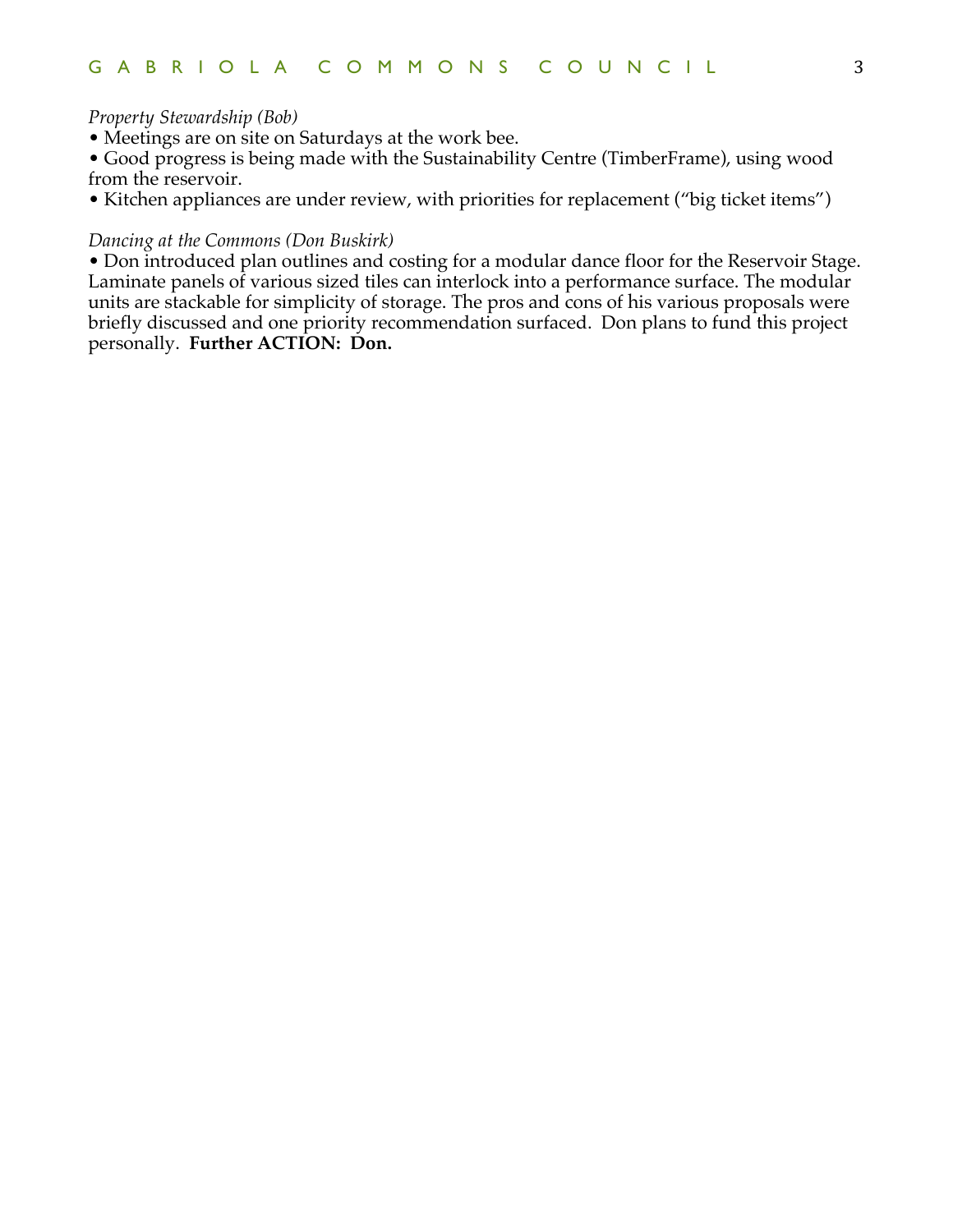*Property Stewardship (Bob)*

- Meetings are on site on Saturdays at the work bee.
- Good progress is being made with the Sustainability Centre (TimberFrame), using wood from the reservoir.
- Kitchen appliances are under review, with priorities for replacement ("big ticket items")

*Dancing at the Commons (Don Buskirk)*

- Don introduced plan outlines and costing for a modular dance floor for the Reservoir Stage. Laminate panels of various sized tiles can interlock into a performance surface. The modular units are stackable for simplicity of storage. The pros and cons of his various proposals were briefly discussed and one priority recommendation surfaced. Don plans to fund this project personally. **Further ACTION: Don.**